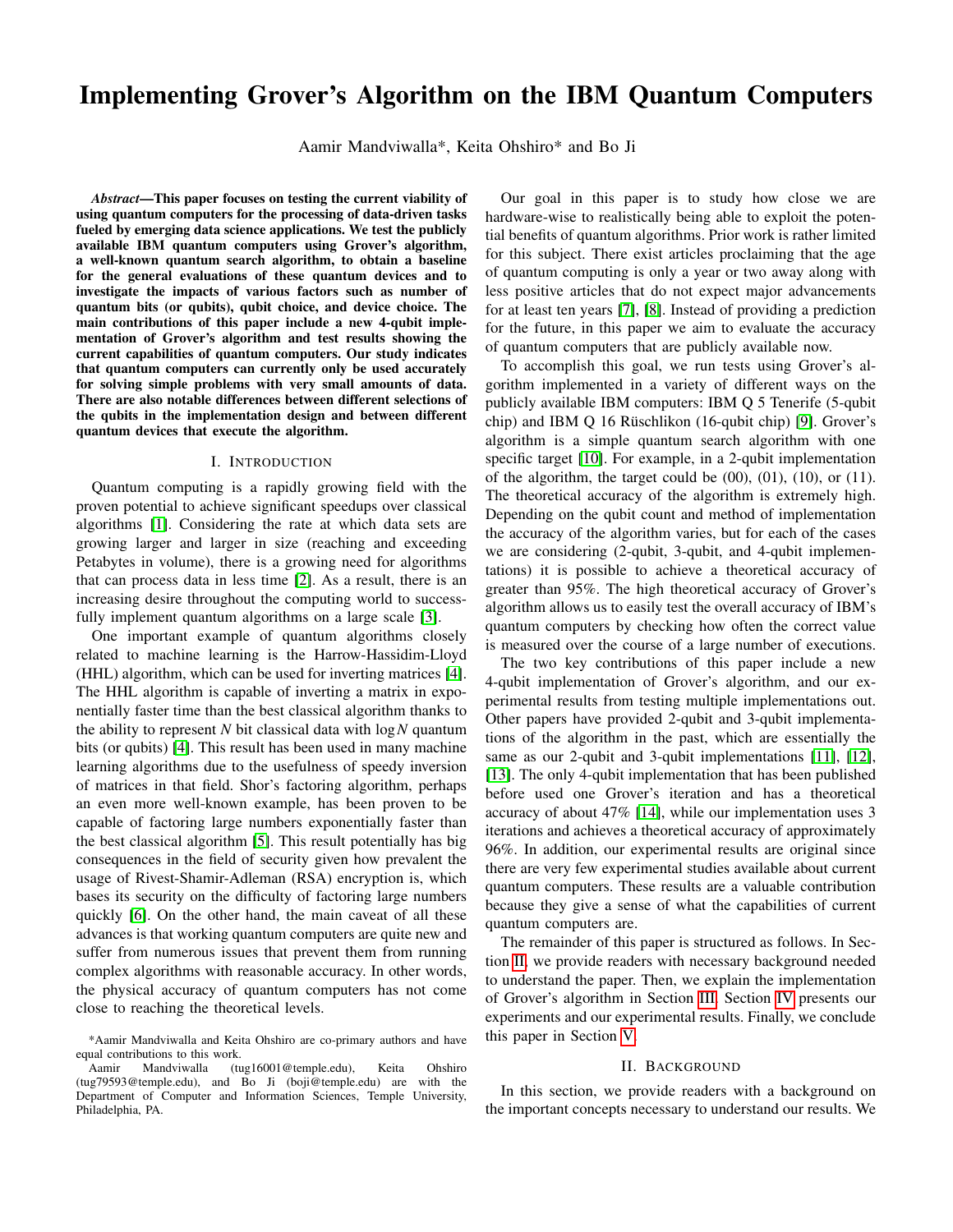# Implementing Grover's Algorithm on the IBM Quantum Computers

Aamir Mandviwalla*, Keita Ohshiro* and Bo Ji

***Abstract*—This paper focuses on testing the current viability of using quantum computers for the processing of data-driven tasks fueled by emerging data science applications. We test the publicly available IBM quantum computers using Grover's algorithm, a well-known quantum search algorithm, to obtain a baseline for the general evaluations of these quantum devices and to investigate the impacts of various factors such as number of quantum bits (or qubits), qubit choice, and device choice. The main contributions of this paper include a new 4-qubit implementation of Grover's algorithm and test results showing the current capabilities of quantum computers. Our study indicates that quantum computers can currently only be used accurately for solving simple problems with very small amounts of data. There are also notable differences between different selections of the qubits in the implementation design and between different quantum devices that execute the algorithm.**

## I. Introduction

Quantum computing is a rapidly growing field with the proven potential to achieve significant speedups over classical algorithms [1]. Considering the rate at which data sets are growing larger and larger in size (reaching and exceeding Petabytes in volume), there is a growing need for algorithms that can process data in less time [2]. As a result, there is an increasing desire throughout the computing world to successfully implement quantum algorithms on a large scale [3].

One important example of quantum algorithms closely related to machine learning is the Harrow-Hassidim-Lloyd (HHL) algorithm, which can be used for inverting matrices [4]. The HHL algorithm is capable of inverting a matrix in exponentially faster time than the best classical algorithm thanks to the ability to represent $N$ bit classical data with $\log N$ quantum bits (or qubits) [4]. This result has been used in many machine learning algorithms due to the usefulness of speedy inversion of matrices in that field. Shor's factoring algorithm, perhaps an even more well-known example, has been proven to be capable of factoring large numbers exponentially faster than the best classical algorithm [5]. This result potentially has big consequences in the field of security given how prevalent the usage of Rivest-Shamir-Adleman (RSA) encryption is, which bases its security on the difficulty of factoring large numbers quickly [6]. On the other hand, the main caveat of all these advances is that working quantum computers are quite new and suffer from numerous issues that prevent them from running complex algorithms with reasonable accuracy. In other words, the physical accuracy of quantum computers has not come close to reaching the theoretical levels.

Our goal in this paper is to study how close we are hardware-wise to realistically being able to exploit the potential benefits of quantum algorithms. Prior work is rather limited for this subject. There exist articles proclaiming that the age of quantum computing is only a year or two away along with less positive articles that do not expect major advancements for at least ten years [7], [8]. Instead of providing a prediction for the future, in this paper we aim to evaluate the accuracy of quantum computers that are publicly available now.

To accomplish this goal, we run tests using Grover's algorithm implemented in a variety of different ways on the publicly available IBM computers: IBM Q 5 Tenerife (5-qubit chip) and IBM Q 16 Rüschlikon (16-qubit chip) [9]. Grover's algorithm is a simple quantum search algorithm with one specific target [10]. For example, in a 2-qubit implementation of the algorithm, the target could be (00), (01), (10), or (11). The theoretical accuracy of the algorithm is extremely high. Depending on the qubit count and method of implementation the accuracy of the algorithm varies, but for each of the cases we are considering (2-qubit, 3-qubit, and 4-qubit implementations) it is possible to achieve a theoretical accuracy of greater than 95%. The high theoretical accuracy of Grover's algorithm allows us to easily test the overall accuracy of IBM's quantum computers by checking how often the correct value is measured over the course of a large number of executions.

The two key contributions of this paper include a new 4-qubit implementation of Grover's algorithm, and our experimental results from testing multiple implementations out. Other papers have provided 2-qubit and 3-qubit implementations of the algorithm in the past, which are essentially the same as our 2-qubit and 3-qubit implementations [11], [12], [13]. The only 4-qubit implementation that has been published before used one Grover's iteration and has a theoretical accuracy of about 47% [14], while our implementation uses 3 iterations and achieves a theoretical accuracy of approximately 96%. In addition, our experimental results are original since there are very few experimental studies available about current quantum computers. These results are a valuable contribution because they give a sense of what the capabilities of current quantum computers are.

The remainder of this paper is structured as follows. In Section II, we provide readers with necessary background needed to understand the paper. Then, we explain the implementation of Grover's algorithm in Section III. Section IV presents our experiments and our experimental results. Finally, we conclude this paper in Section V.

## II. Background

In this section, we provide readers with a background on the important concepts necessary to understand our results. We

*Aamir Mandviwalla and Keita Ohshiro are co-primary authors and have equal contributions to this work.

Aamir Mandviwalla (tug16001@temple.edu), Keita Ohshiro (tug79593@temple.edu), and Bo Ji (boji@temple.edu) are with the Department of Computer and Information Sciences, Temple University, Philadelphia, PA.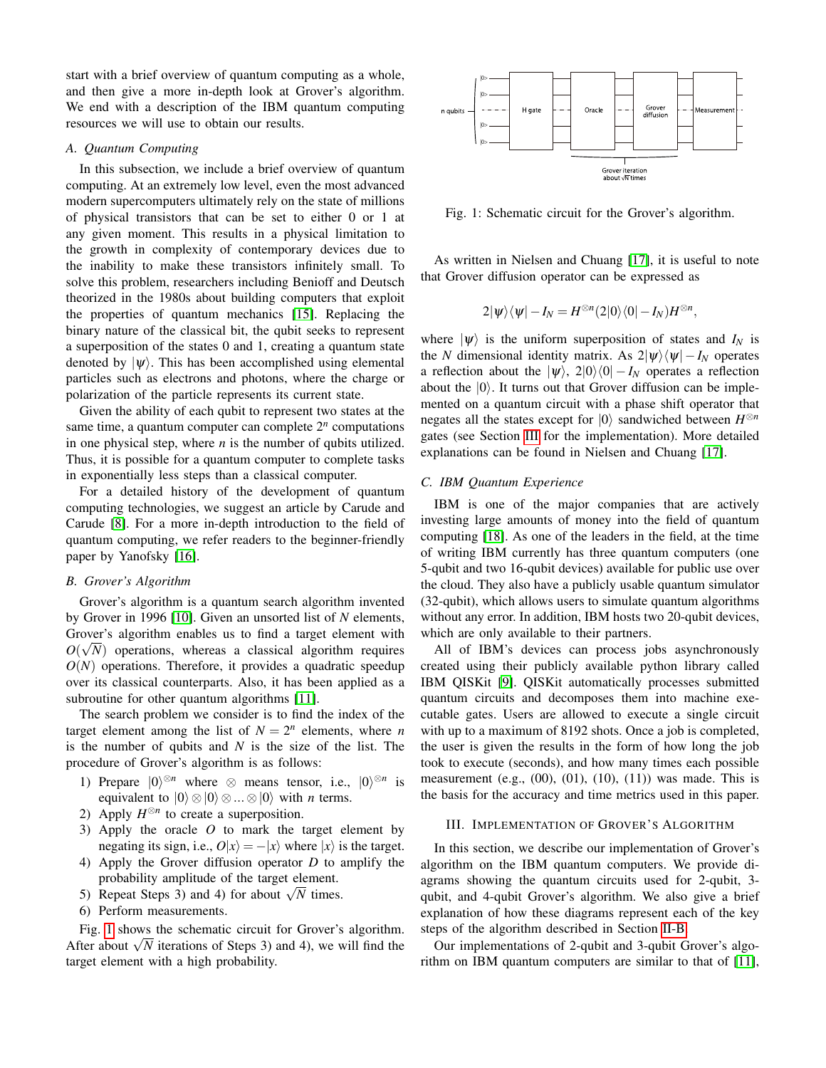start with a brief overview of quantum computing as a whole, and then give a more in-depth look at Grover's algorithm. We end with a description of the IBM quantum computing resources we will use to obtain our results.

### A. Quantum Computing

In this subsection, we include a brief overview of quantum computing. At an extremely low level, even the most advanced modern supercomputers ultimately rely on the state of millions of physical transistors that can be set to either 0 or 1 at any given moment. This results in a physical limitation to the growth in complexity of contemporary devices due to the inability to make these transistors infinitely small. To solve this problem, researchers including Benioff and Deutsch theorized in the 1980s about building computers that exploit the properties of quantum mechanics [15]. Replacing the binary nature of the classical bit, the qubit seeks to represent a superposition of the states 0 and 1, creating a quantum state denoted by $|\psi\rangle$. This has been accomplished using elemental particles such as electrons and photons, where the charge or polarization of the particle represents its current state.

Given the ability of each qubit to represent two states at the same time, a quantum computer can complete $2^n$ computations in one physical step, where $n$ is the number of qubits utilized. Thus, it is possible for a quantum computer to complete tasks in exponentially less steps than a classical computer.

For a detailed history of the development of quantum computing technologies, we suggest an article by Carude and Carude [8]. For a more in-depth introduction to the field of quantum computing, we refer readers to the beginner-friendly paper by Yanofsky [16].

### B. Grover's Algorithm

Grover's algorithm is a quantum search algorithm invented by Grover in 1996 [10]. Given an unsorted list of $N$ elements, Grover's algorithm enables us to find a target element with $O(\sqrt{N})$ operations, whereas a classical algorithm requires $O(N)$ operations. Therefore, it provides a quadratic speedup over its classical counterparts. Also, it has been applied as a subroutine for other quantum algorithms [11].

The search problem we consider is to find the index of the target element among the list of $N = 2^n$ elements, where $n$ is the number of qubits and $N$ is the size of the list. The procedure of Grover's algorithm is as follows:

1) Prepare $|0\rangle^{\otimes n}$ where $\otimes$ means tensor, i.e., $|0\rangle^{\otimes n}$ is equivalent to $|0\rangle \otimes |0\rangle \otimes \ldots \otimes |0\rangle$ with $n$ terms.
2) Apply $H^{\otimes n}$ to create a superposition.
3) Apply the oracle $O$ to mark the target element by negating its sign, i.e., $O|x\rangle = -|x\rangle$ where $|x\rangle$ is the target.
4) Apply the Grover diffusion operator $D$ to amplify the probability amplitude of the target element.
5) Repeat Steps 3) and 4) for about $\sqrt{N}$ times.
6) Perform measurements.

Fig. 1 shows the schematic circuit for Grover's algorithm. After about $\sqrt{N}$ iterations of Steps 3) and 4), we will find the target element with a high probability.

Fig. 1: Schematic circuit for the Grover's algorithm.

As written in Nielsen and Chuang [17], it is useful to note that Grover diffusion operator can be expressed as

$$2|\psi\rangle\langle\psi| - I_N = H^{\otimes n}(2|0\rangle\langle 0| - I_N)H^{\otimes n},$$

where $|\psi\rangle$ is the uniform superposition of states and $I_N$ is the $N$ dimensional identity matrix. As $2|\psi\rangle\langle\psi| - I_N$ operates a reflection about the $|\psi\rangle$, $2|0\rangle\langle 0| - I_N$ operates a reflection about the $|0\rangle$. It turns out that Grover diffusion can be implemented on a quantum circuit with a phase shift operator that negates all the states except for $|0\rangle$ sandwiched between $H^{\otimes n}$ gates (see Section III for the implementation). More detailed explanations can be found in Nielsen and Chuang [17].

### C. IBM Quantum Experience

IBM is one of the major companies that are actively investing large amounts of money into the field of quantum computing [18]. As one of the leaders in the field, at the time of writing IBM currently has three quantum computers (one 5-qubit and two 16-qubit devices) available for public use over the cloud. They also have a publicly usable quantum simulator (32-qubit), which allows users to simulate quantum algorithms without any error. In addition, IBM hosts two 20-qubit devices, which are only available to their partners.

All of IBM's devices can process jobs asynchronously created using their publicly available python library called IBM QISKit [9]. QISKit automatically processes submitted quantum circuits and decomposes them into machine executable gates. Users are allowed to execute a single circuit with up to a maximum of 8192 shots. Once a job is completed, the user is given the results in the form of how long the job took to execute (seconds), and how many times each possible measurement (e.g., (00), (01), (10), (11)) was made. This is the basis for the accuracy and time metrics used in this paper.

## III. Implementation of Grover's Algorithm

In this section, we describe our implementation of Grover's algorithm on the IBM quantum computers. We provide diagrams showing the quantum circuits used for 2-qubit, 3-qubit, and 4-qubit Grover's algorithm. We also give a brief explanation of how these diagrams represent each of the key steps of the algorithm described in Section II-B.

Our implementations of 2-qubit and 3-qubit Grover's algorithm on IBM quantum computers are similar to that of [11],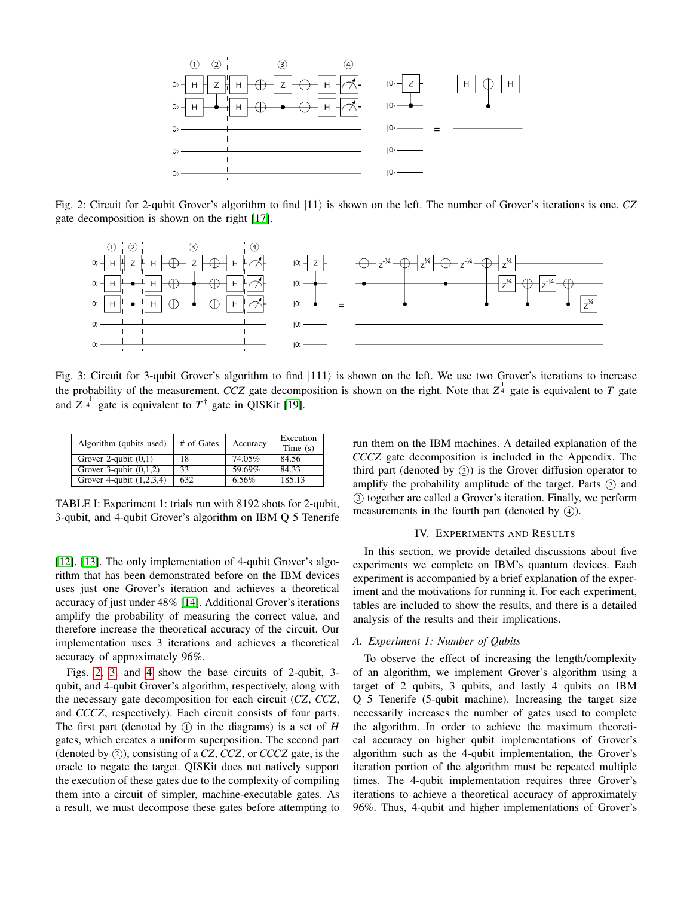Fig. 2: Circuit for 2-qubit Grover's algorithm to find $|11\rangle$ is shown on the left. The number of Grover's iterations is one. *CZ* gate decomposition is shown on the right [17].

Fig. 3: Circuit for 3-qubit Grover's algorithm to find $|111\rangle$ is shown on the left. We use two Grover's iterations to increase the probability of the measurement. *CCZ* gate decomposition is shown on the right. Note that $Z^{\frac{1}{4}}$ gate is equivalent to $T$ gate and $Z^{\frac{-1}{4}}$ gate is equivalent to $T^{\dagger}$ gate in QISKit [19].

| Algorithm (qubits used) | # of Gates | Accuracy | Execution Time (s) |
|---|---|---|---|
| Grover 2-qubit (0,1) | 18 | 74.05% | 84.56 |
| Grover 3-qubit (0,1,2) | 33 | 59.69% | 84.33 |
| Grover 4-qubit (1,2,3,4) | 632 | 6.56% | 185.13 |

TABLE I: Experiment 1: trials run with 8192 shots for 2-qubit, 3-qubit, and 4-qubit Grover's algorithm on IBM Q 5 Tenerife

[12], [13]. The only implementation of 4-qubit Grover's algorithm that has been demonstrated before on the IBM devices uses just one Grover's iteration and achieves a theoretical accuracy of just under 48% [14]. Additional Grover's iterations amplify the probability of measuring the correct value, and therefore increase the theoretical accuracy of the circuit. Our implementation uses 3 iterations and achieves a theoretical accuracy of approximately 96%.

Figs. 2, 3, and 4 show the base circuits of 2-qubit, 3-qubit, and 4-qubit Grover's algorithm, respectively, along with the necessary gate decomposition for each circuit (*CZ*, *CCZ*, and *CCCZ*, respectively). Each circuit consists of four parts. The first part (denoted by ① in the diagrams) is a set of $H$ gates, which creates a uniform superposition. The second part (denoted by ②), consisting of a *CZ*, *CCZ*, or *CCCZ* gate, is the oracle to negate the target. QISKit does not natively support the execution of these gates due to the complexity of compiling them into a circuit of simpler, machine-executable gates. As a result, we must decompose these gates before attempting to run them on the IBM machines. A detailed explanation of the *CCCZ* gate decomposition is included in the Appendix. The third part (denoted by ③) is the Grover diffusion operator to amplify the probability amplitude of the target. Parts ② and ③ together are called a Grover's iteration. Finally, we perform measurements in the fourth part (denoted by ④).

## IV. Experiments and Results

In this section, we provide detailed discussions about five experiments we complete on IBM's quantum devices. Each experiment is accompanied by a brief explanation of the experiment and the motivations for running it. For each experiment, tables are included to show the results, and there is a detailed analysis of the results and their implications.

### A. Experiment 1: Number of Qubits

To observe the effect of increasing the length/complexity of an algorithm, we implement Grover's algorithm using a target of 2 qubits, 3 qubits, and lastly 4 qubits on IBM Q 5 Tenerife (5-qubit machine). Increasing the target size necessarily increases the number of gates used to complete the algorithm. In order to achieve the maximum theoretical accuracy on higher qubit implementations of Grover's algorithm such as the 4-qubit implementation, the Grover's iteration portion of the algorithm must be repeated multiple times. The 4-qubit implementation requires three Grover's iterations to achieve a theoretical accuracy of approximately 96%. Thus, 4-qubit and higher implementations of Grover's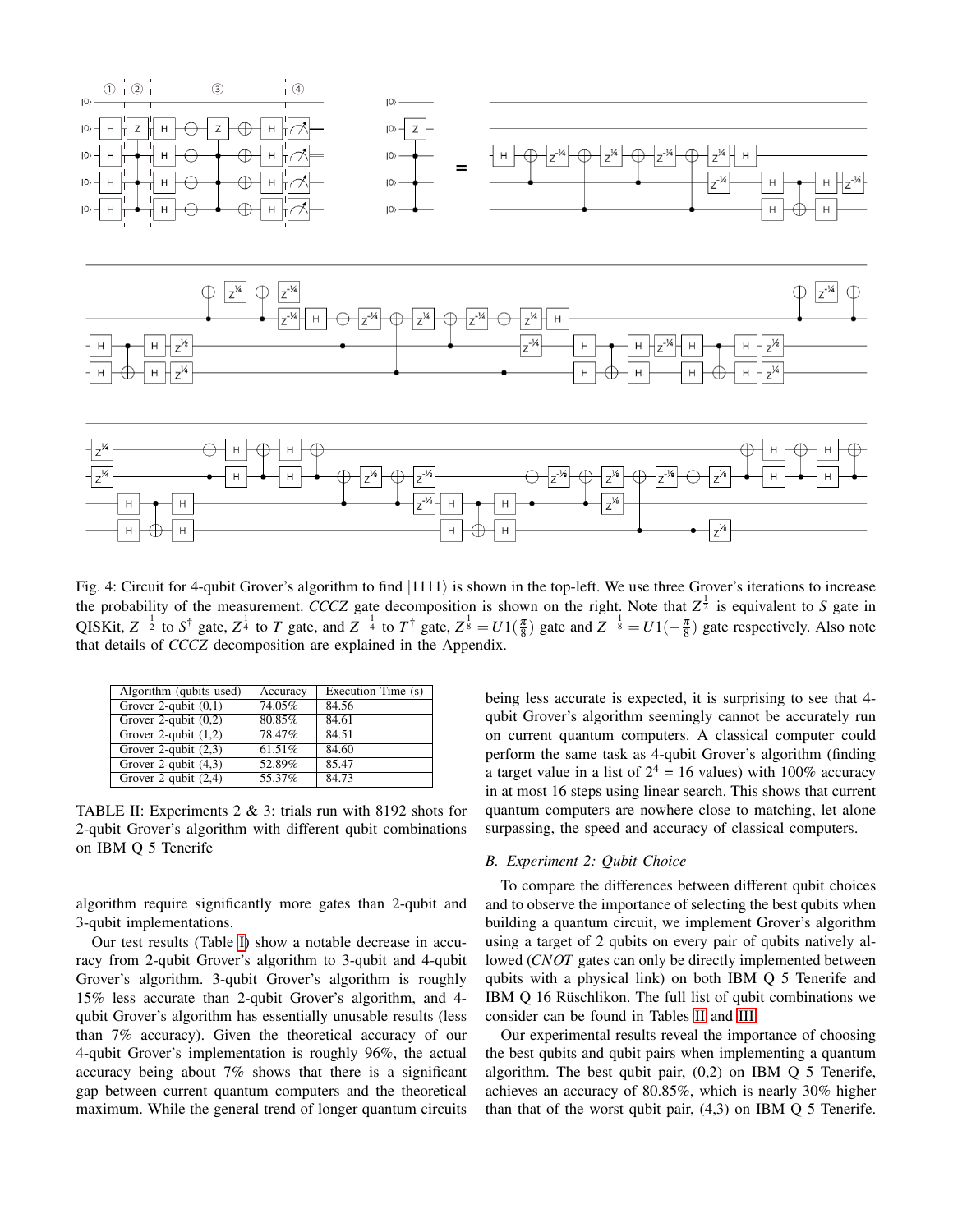Fig. 4: Circuit for 4-qubit Grover's algorithm to find $|1111\rangle$ is shown in the top-left. We use three Grover's iterations to increase the probability of the measurement. *CCCZ* gate decomposition is shown on the right. Note that $Z^{\frac{1}{2}}$ is equivalent to $S$ gate in QISKit, $Z^{-\frac{1}{2}}$ to $S^{\dagger}$ gate, $Z^{\frac{1}{4}}$ to $T$ gate, and $Z^{-\frac{1}{4}}$ to $T^{\dagger}$ gate, $Z^{\frac{1}{8}} = U1(\frac{\pi}{8})$ gate and $Z^{-\frac{1}{8}} = U1(-\frac{\pi}{8})$ gate respectively. Also note that details of *CCCZ* decomposition are explained in the Appendix.

| Algorithm (qubits used) | Accuracy | Execution Time (s) |
|---|---|---|
| Grover 2-qubit (0,1) | 74.05% | 84.56 |
| Grover 2-qubit (0,2) | 80.85% | 84.61 |
| Grover 2-qubit (1,2) | 78.47% | 84.51 |
| Grover 2-qubit (2,3) | 61.51% | 84.60 |
| Grover 2-qubit (4,3) | 52.89% | 85.47 |
| Grover 2-qubit (2,4) | 55.37% | 84.73 |

TABLE II: Experiments 2 & 3: trials run with 8192 shots for 2-qubit Grover's algorithm with different qubit combinations on IBM Q 5 Tenerife

algorithm require significantly more gates than 2-qubit and 3-qubit implementations.

Our test results (Table I) show a notable decrease in accuracy from 2-qubit Grover's algorithm to 3-qubit and 4-qubit Grover's algorithm. 3-qubit Grover's algorithm is roughly 15% less accurate than 2-qubit Grover's algorithm, and 4-qubit Grover's algorithm has essentially unusable results (less than 7% accuracy). Given the theoretical accuracy of our 4-qubit Grover's implementation is roughly 96%, the actual accuracy being about 7% shows that there is a significant gap between current quantum computers and the theoretical maximum. While the general trend of longer quantum circuits being less accurate is expected, it is surprising to see that 4-qubit Grover's algorithm seemingly cannot be accurately run on current quantum computers. A classical computer could perform the same task as 4-qubit Grover's algorithm (finding a target value in a list of $2^4$ = 16 values) with 100% accuracy in at most 16 steps using linear search. This shows that current quantum computers are nowhere close to matching, let alone surpassing, the speed and accuracy of classical computers.

### B. Experiment 2: Qubit Choice

To compare the differences between different qubit choices and to observe the importance of selecting the best qubits when building a quantum circuit, we implement Grover's algorithm using a target of 2 qubits on every pair of qubits natively allowed (*CNOT* gates can only be directly implemented between qubits with a physical link) on both IBM Q 5 Tenerife and IBM Q 16 Rüschlikon. The full list of qubit combinations we consider can be found in Tables II and III.

Our experimental results reveal the importance of choosing the best qubits and qubit pairs when implementing a quantum algorithm. The best qubit pair, (0,2) on IBM Q 5 Tenerife, achieves an accuracy of 80.85%, which is nearly 30% higher than that of the worst qubit pair, (4,3) on IBM Q 5 Tenerife.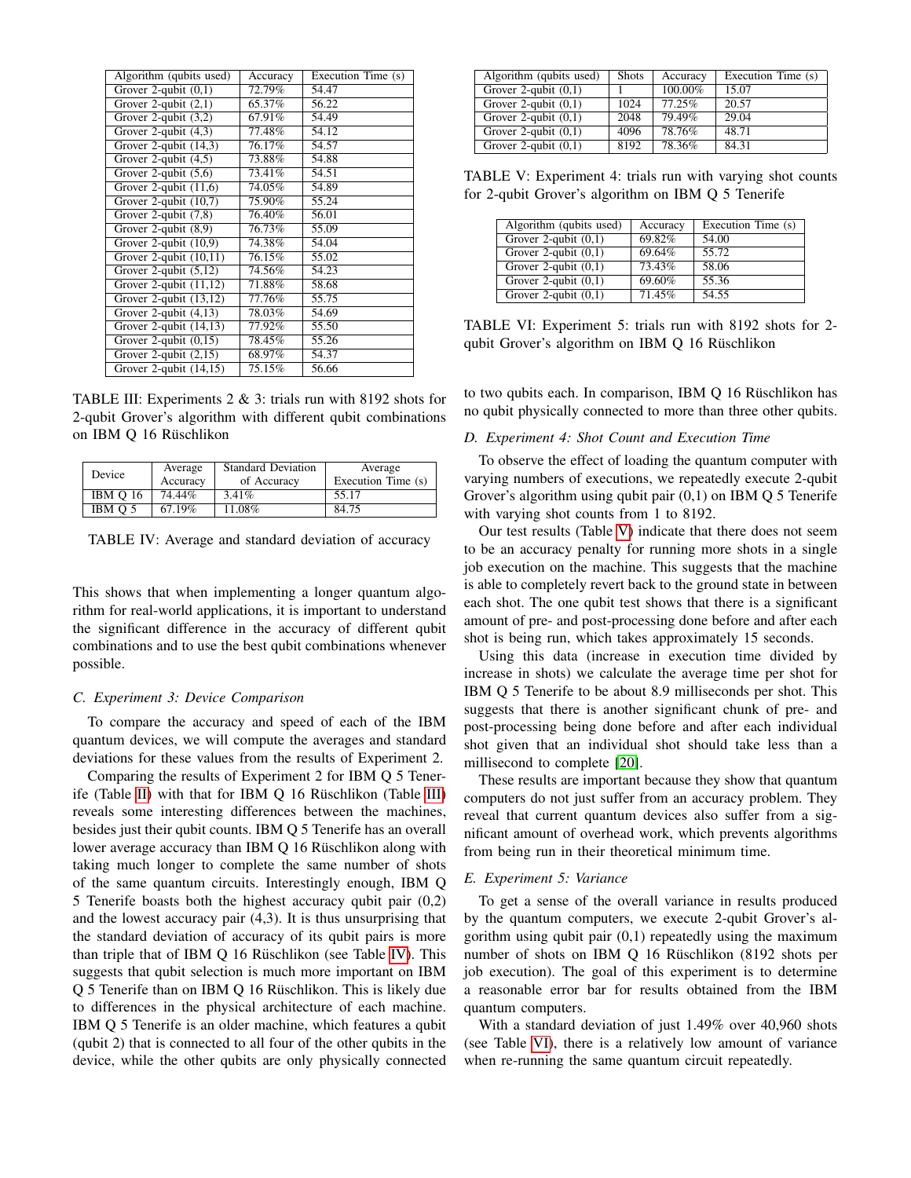| Algorithm (qubits used) | Accuracy | Execution Time (s) |
| --- | --- | --- |
| Grover 2-qubit (0,1) | 72.79% | 54.47 |
| Grover 2-qubit (2,1) | 65.37% | 56.22 |
| Grover 2-qubit (3,2) | 67.91% | 54.49 |
| Grover 2-qubit (4,3) | 77.48% | 54.12 |
| Grover 2-qubit (14,3) | 76.17% | 54.57 |
| Grover 2-qubit (4,5) | 73.88% | 54.88 |
| Grover 2-qubit (5,6) | 73.41% | 54.51 |
| Grover 2-qubit (11,6) | 74.05% | 54.89 |
| Grover 2-qubit (10,7) | 75.90% | 55.24 |
| Grover 2-qubit (7,8) | 76.40% | 56.01 |
| Grover 2-qubit (8,9) | 76.73% | 55.09 |
| Grover 2-qubit (10,9) | 74.38% | 54.04 |
| Grover 2-qubit (10,11) | 76.15% | 55.02 |
| Grover 2-qubit (5,12) | 74.56% | 54.23 |
| Grover 2-qubit (11,12) | 71.88% | 58.68 |
| Grover 2-qubit (13,12) | 77.76% | 55.75 |
| Grover 2-qubit (4,13) | 78.03% | 54.69 |
| Grover 2-qubit (14,13) | 77.92% | 55.50 |
| Grover 2-qubit (0,15) | 78.45% | 55.26 |
| Grover 2-qubit (2,15) | 68.97% | 54.37 |
| Grover 2-qubit (14,15) | 75.15% | 56.66 |

TABLE III: Experiments 2 & 3: trials run with 8192 shots for 2-qubit Grover's algorithm with different qubit combinations on IBM Q 16 Rüschlikon

| Device | Average Accuracy | Standard Deviation of Accuracy | Average Execution Time (s) |
| --- | --- | --- | --- |
| IBM Q 16 | 74.44% | 3.41% | 55.17 |
| IBM Q 5 | 67.19% | 11.08% | 84.75 |

TABLE IV: Average and standard deviation of accuracy

This shows that when implementing a longer quantum algorithm for real-world applications, it is important to understand the significant difference in the accuracy of different qubit combinations and to use the best qubit combinations whenever possible.

### C. Experiment 3: Device Comparison

To compare the accuracy and speed of each of the IBM quantum devices, we will compute the averages and standard deviations for these values from the results of Experiment 2.

Comparing the results of Experiment 2 for IBM Q 5 Tenerife (Table II) with that for IBM Q 16 Rüschlikon (Table III) reveals some interesting differences between the machines, besides just their qubit counts. IBM Q 5 Tenerife has an overall lower average accuracy than IBM Q 16 Rüschlikon along with taking much longer to complete the same number of shots of the same quantum circuits. Interestingly enough, IBM Q 5 Tenerife boasts both the highest accuracy qubit pair (0,2) and the lowest accuracy pair (4,3). It is thus unsurprising that the standard deviation of accuracy of its qubit pairs is more than triple that of IBM Q 16 Rüschlikon (see Table IV). This suggests that qubit selection is much more important on IBM Q 5 Tenerife than on IBM Q 16 Rüschlikon. This is likely due to differences in the physical architecture of each machine. IBM Q 5 Tenerife is an older machine, which features a qubit (qubit 2) that is connected to all four of the other qubits in the device, while the other qubits are only physically connected to two qubits each. In comparison, IBM Q 16 Rüschlikon has no qubit physically connected to more than three other qubits.

| Algorithm (qubits used) | Shots | Accuracy | Execution Time (s) |
| --- | --- | --- | --- |
| Grover 2-qubit (0,1) | 1 | 100.00% | 15.07 |
| Grover 2-qubit (0,1) | 1024 | 77.25% | 20.57 |
| Grover 2-qubit (0,1) | 2048 | 79.49% | 29.04 |
| Grover 2-qubit (0,1) | 4096 | 78.76% | 48.71 |
| Grover 2-qubit (0,1) | 8192 | 78.36% | 84.31 |

TABLE V: Experiment 4: trials run with varying shot counts for 2-qubit Grover's algorithm on IBM Q 5 Tenerife

| Algorithm (qubits used) | Accuracy | Execution Time (s) |
| --- | --- | --- |
| Grover 2-qubit (0,1) | 69.82% | 54.00 |
| Grover 2-qubit (0,1) | 69.64% | 55.72 |
| Grover 2-qubit (0,1) | 73.43% | 58.06 |
| Grover 2-qubit (0,1) | 69.60% | 55.36 |
| Grover 2-qubit (0,1) | 71.45% | 54.55 |

TABLE VI: Experiment 5: trials run with 8192 shots for 2-qubit Grover's algorithm on IBM Q 16 Rüschlikon

### D. Experiment 4: Shot Count and Execution Time

To observe the effect of loading the quantum computer with varying numbers of executions, we repeatedly execute 2-qubit Grover's algorithm using qubit pair (0,1) on IBM Q 5 Tenerife with varying shot counts from 1 to 8192.

Our test results (Table V) indicate that there does not seem to be an accuracy penalty for running more shots in a single job execution on the machine. This suggests that the machine is able to completely revert back to the ground state in between each shot. The one qubit test shows that there is a significant amount of pre- and post-processing done before and after each shot is being run, which takes approximately 15 seconds.

Using this data (increase in execution time divided by increase in shots) we calculate the average time per shot for IBM Q 5 Tenerife to be about 8.9 milliseconds per shot. This suggests that there is another significant chunk of pre- and post-processing being done before and after each individual shot given that an individual shot should take less than a millisecond to complete [20].

These results are important because they show that quantum computers do not just suffer from an accuracy problem. They reveal that current quantum devices also suffer from a significant amount of overhead work, which prevents algorithms from being run in their theoretical minimum time.

### E. Experiment 5: Variance

To get a sense of the overall variance in results produced by the quantum computers, we execute 2-qubit Grover's algorithm using qubit pair (0,1) repeatedly using the maximum number of shots on IBM Q 16 Rüschlikon (8192 shots per job execution). The goal of this experiment is to determine a reasonable error bar for results obtained from the IBM quantum computers.

With a standard deviation of just 1.49% over 40,960 shots (see Table VI), there is a relatively low amount of variance when re-running the same quantum circuit repeatedly.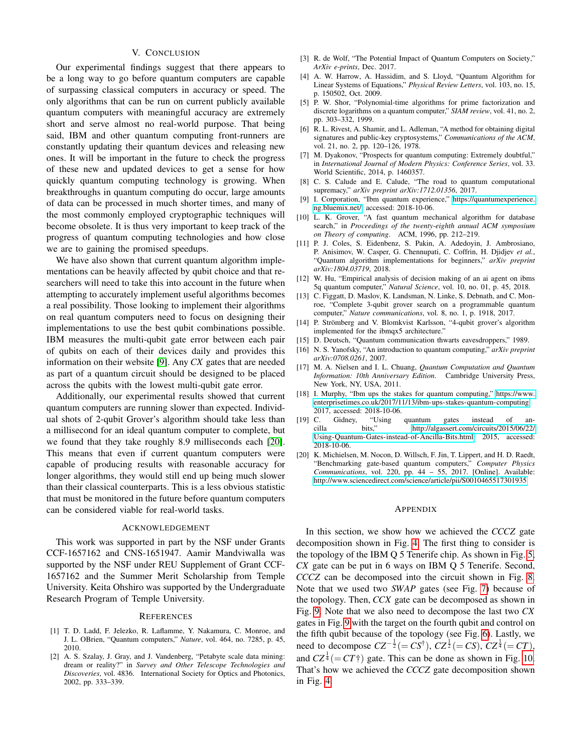## V. Conclusion

Our experimental findings suggest that there appears to be a long way to go before quantum computers are capable of surpassing classical computers in accuracy or speed. The only algorithms that can be run on current publicly available quantum computers with meaningful accuracy are extremely short and serve almost no real-world purpose. That being said, IBM and other quantum computing front-runners are constantly updating their quantum devices and releasing new ones. It will be important in the future to check the progress of these new and updated devices to get a sense for how quickly quantum computing technology is growing. When breakthroughs in quantum computing do occur, large amounts of data can be processed in much shorter times, and many of the most commonly employed cryptographic techniques will become obsolete. It is thus very important to keep track of the progress of quantum computing technologies and how close we are to gaining the promised speedups.

We have also shown that current quantum algorithm implementations can be heavily affected by qubit choice and that researchers will need to take this into account in the future when attempting to accurately implement useful algorithms becomes a real possibility. Those looking to implement their algorithms on real quantum computers need to focus on designing their implementations to use the best qubit combinations possible. IBM measures the multi-qubit gate error between each pair of qubits on each of their devices daily and provides this information on their website [9]. Any *CX* gates that are needed as part of a quantum circuit should be designed to be placed across the qubits with the lowest multi-qubit gate error.

Additionally, our experimental results showed that current quantum computers are running slower than expected. Individual shots of 2-qubit Grover's algorithm should take less than a millisecond for an ideal quantum computer to complete, but we found that they take roughly 8.9 milliseconds each [20]. This means that even if current quantum computers were capable of producing results with reasonable accuracy for longer algorithms, they would still end up being much slower than their classical counterparts. This is a less obvious statistic that must be monitored in the future before quantum computers can be considered viable for real-world tasks.

## Acknowledgement

This work was supported in part by the NSF under Grants CCF-1657162 and CNS-1651947. Aamir Mandviwalla was supported by the NSF under REU Supplement of Grant CCF-1657162 and the Summer Merit Scholarship from Temple University. Keita Ohshiro was supported by the Undergraduate Research Program of Temple University.

## References

[1] T. D. Ladd, F. Jelezko, R. Laflamme, Y. Nakamura, C. Monroe, and J. L. OBrien, "Quantum computers," *Nature*, vol. 464, no. 7285, p. 45, 2010.

[2] A. S. Szalay, J. Gray, and J. Vandenberg, "Petabyte scale data mining: dream or reality?" in *Survey and Other Telescope Technologies and Discoveries*, vol. 4836. International Society for Optics and Photonics, 2002, pp. 333–339.

[3] R. de Wolf, "The Potential Impact of Quantum Computers on Society," *ArXiv e-prints*, Dec. 2017.

[4] A. W. Harrow, A. Hassidim, and S. Lloyd, "Quantum Algorithm for Linear Systems of Equations," *Physical Review Letters*, vol. 103, no. 15, p. 150502, Oct. 2009.

[5] P. W. Shor, "Polynomial-time algorithms for prime factorization and discrete logarithms on a quantum computer," *SIAM review*, vol. 41, no. 2, pp. 303–332, 1999.

[6] R. L. Rivest, A. Shamir, and L. Adleman, "A method for obtaining digital signatures and public-key cryptosystems," *Communications of the ACM*, vol. 21, no. 2, pp. 120–126, 1978.

[7] M. Dyakonov, "Prospects for quantum computing: Extremely doubtful," in *International Journal of Modern Physics: Conference Series*, vol. 33. World Scientific, 2014, p. 1460357.

[8] C. S. Calude and E. Calude, "The road to quantum computational supremacy," *arXiv preprint arXiv:1712.01356*, 2017.

[9] I. Corporation, "Ibm quantum experience," https://quantumexperience.ng.bluemix.net/, accessed: 2018-10-06.

[10] L. K. Grover, "A fast quantum mechanical algorithm for database search," in *Proceedings of the twenty-eighth annual ACM symposium on Theory of computing*. ACM, 1996, pp. 212–219.

[11] P. J. Coles, S. Eidenbenz, S. Pakin, A. Adedoyin, J. Ambrosiano, P. Anisimov, W. Casper, G. Chennupati, C. Coffrin, H. Djidjev *et al.*, "Quantum algorithm implementations for beginners," *arXiv preprint arXiv:1804.03719*, 2018.

[12] W. Hu, "Empirical analysis of decision making of an ai agent on ibms 5q quantum computer," *Natural Science*, vol. 10, no. 01, p. 45, 2018.

[13] C. Figgatt, D. Maslov, K. Landsman, N. Linke, S. Debnath, and C. Monroe, "Complete 3-qubit grover search on a programmable quantum computer," *Nature communications*, vol. 8, no. 1, p. 1918, 2017.

[14] P. Strömberg and V. Blomkvist Karlsson, "4-qubit grover's algorithm implemented for the ibmqx5 architecture."

[15] D. Deutsch, "Quantum communication thwarts eavesdroppers," 1989.

[16] N. S. Yanofsky, "An introduction to quantum computing," *arXiv preprint arXiv:0708.0261*, 2007.

[17] M. A. Nielsen and I. L. Chuang, *Quantum Computation and Quantum Information: 10th Anniversary Edition*. Cambridge University Press, New York, NY, USA, 2011.

[18] I. Murphy, "Ibm ups the stakes for quantum computing," https://www.enterprisetimes.co.uk/2017/11/13/ibm-ups-stakes-quantum-computing 2017, accessed: 2018-10-06.

[19] C. Gidney, "Using quantum gates instead of ancilla bits," http://algassert.com/circuits/2015/06/22/Using-Quantum-Gates-instead-of-Ancilla-Bits.html, 2015, accessed: 2018-10-06.

[20] K. Michielsen, M. Nocon, D. Willsch, F. Jin, T. Lippert, and H. D. Raedt, "Benchmarking gate-based quantum computers," *Computer Physics Communications*, vol. 220, pp. 44 – 55, 2017. [Online]. Available: http://www.sciencedirect.com/science/article/pii/S0010465517301935

## Appendix

In this section, we show how we achieved the *CCCZ* gate decomposition shown in Fig. 4. The first thing to consider is the topology of the IBM Q 5 Tenerife chip. As shown in Fig. 5, *CX* gate can be put in 6 ways on IBM Q 5 Tenerife. Second, *CCCZ* can be decomposed into the circuit shown in Fig. 8. Note that we used two *SWAP* gates (see Fig. 7) because of the topology. Then, *CCX* gate can be decomposed as shown in Fig. 9. Note that we also need to decompose the last two *CX* gates in Fig. 9 with the target on the fourth qubit and control on the fifth qubit because of the topology (see Fig. 6). Lastly, we need to decompose $CZ^{-\frac{1}{2}} (= CS^{\dagger})$, $CZ^{\frac{1}{2}} (= CS)$, $CZ^{\frac{1}{4}} (= CT)$, and $CZ^{\frac{1}{4}} (= CT\dagger)$ gate. This can be done as shown in Fig. 10. That's how we achieved the *CCCZ* gate decomposition shown in Fig. 4.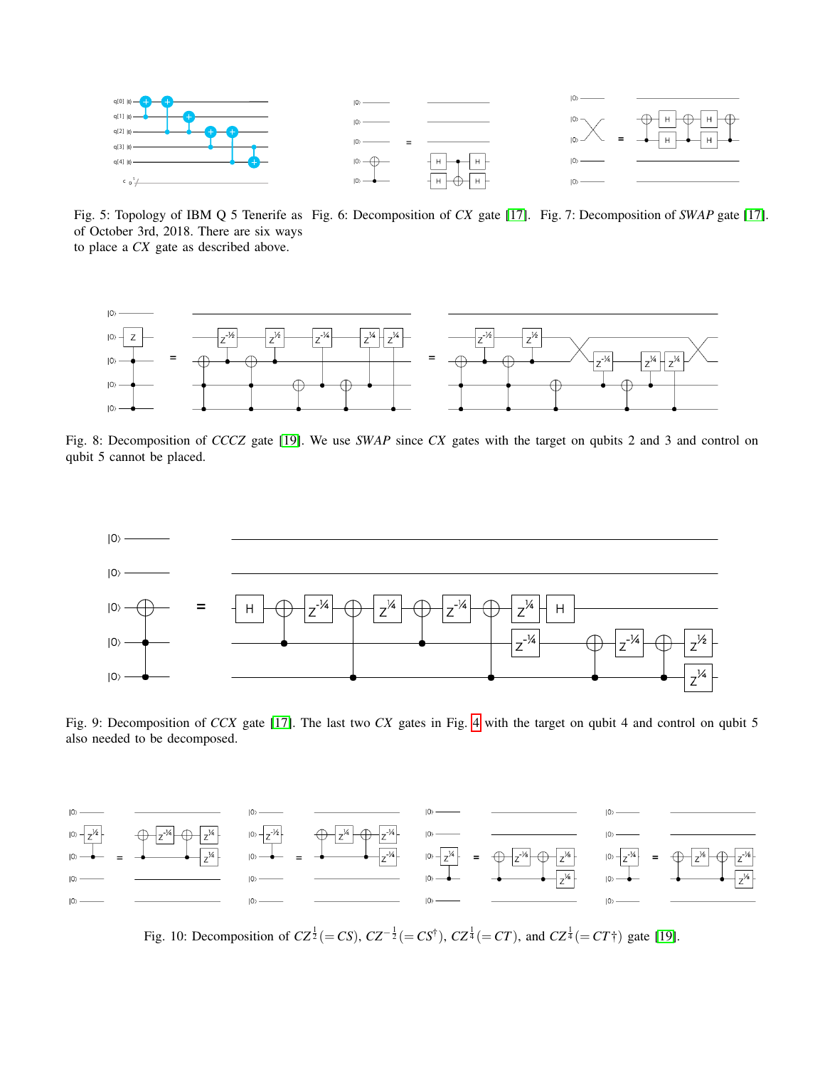Fig. 5: Topology of IBM Q 5 Tenerife as of October 3rd, 2018. There are six ways to place a *CX* gate as described above.

Fig. 6: Decomposition of *CX* gate [17].

Fig. 7: Decomposition of *SWAP* gate [17].

Fig. 8: Decomposition of *CCCZ* gate [19]. We use *SWAP* since *CX* gates with the target on qubits 2 and 3 and control on qubit 5 cannot be placed.

Fig. 9: Decomposition of *CCX* gate [17]. The last two *CX* gates in Fig. 4 with the target on qubit 4 and control on qubit 5 also needed to be decomposed.

Fig. 10: Decomposition of $CZ^{\frac{1}{2}}(=CS)$, $CZ^{-\frac{1}{2}}(=CS^{\dagger})$, $CZ^{\frac{1}{4}}(=CT)$, and $CZ^{\frac{1}{4}}(=CT\dagger)$ gate [19].